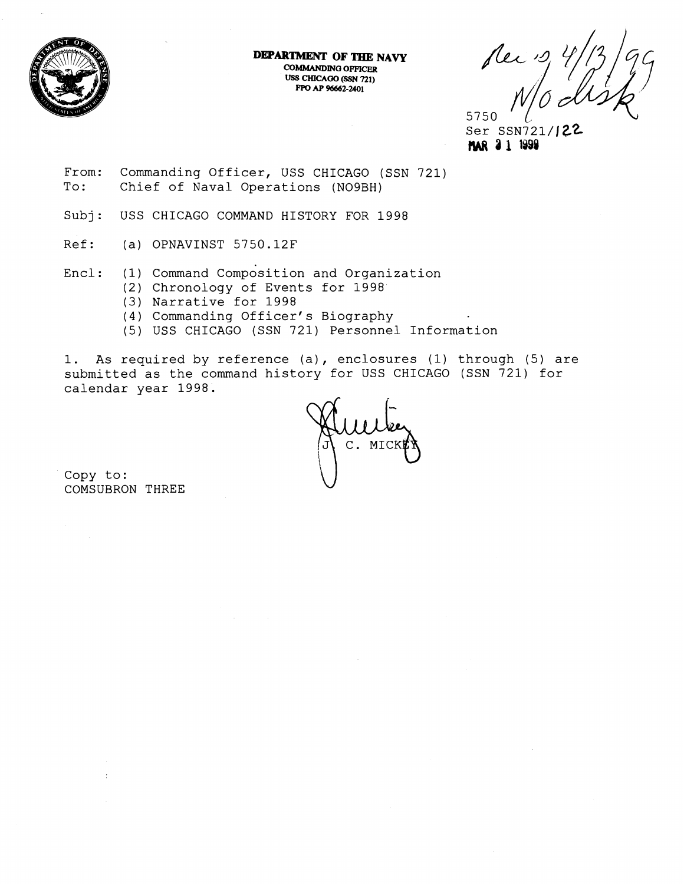**DEPARTMENT OF THE NAVY**
**COMMANDING OFFICER**
**USS CHICAGO (SSN 721)**
**FPO AP 96662-2401**

Rec'd 4/13/99
N/0 disk

5750
Ser SSN721/122
MAR 31 1999

From: Commanding Officer, USS CHICAGO (SSN 721)
To: Chief of Naval Operations (N09BH)

Subj: USS CHICAGO COMMAND HISTORY FOR 1998

Ref: (a) OPNAVINST 5750.12F

Encl: (1) Command Composition and Organization
(2) Chronology of Events for 1998
(3) Narrative for 1998
(4) Commanding Officer's Biography
(5) USS CHICAGO (SSN 721) Personnel Information

1. As required by reference (a), enclosures (1) through (5) are submitted as the command history for USS CHICAGO (SSN 721) for calendar year 1998.

J. C. MICKEY

Copy to:
COMSUBRON THREE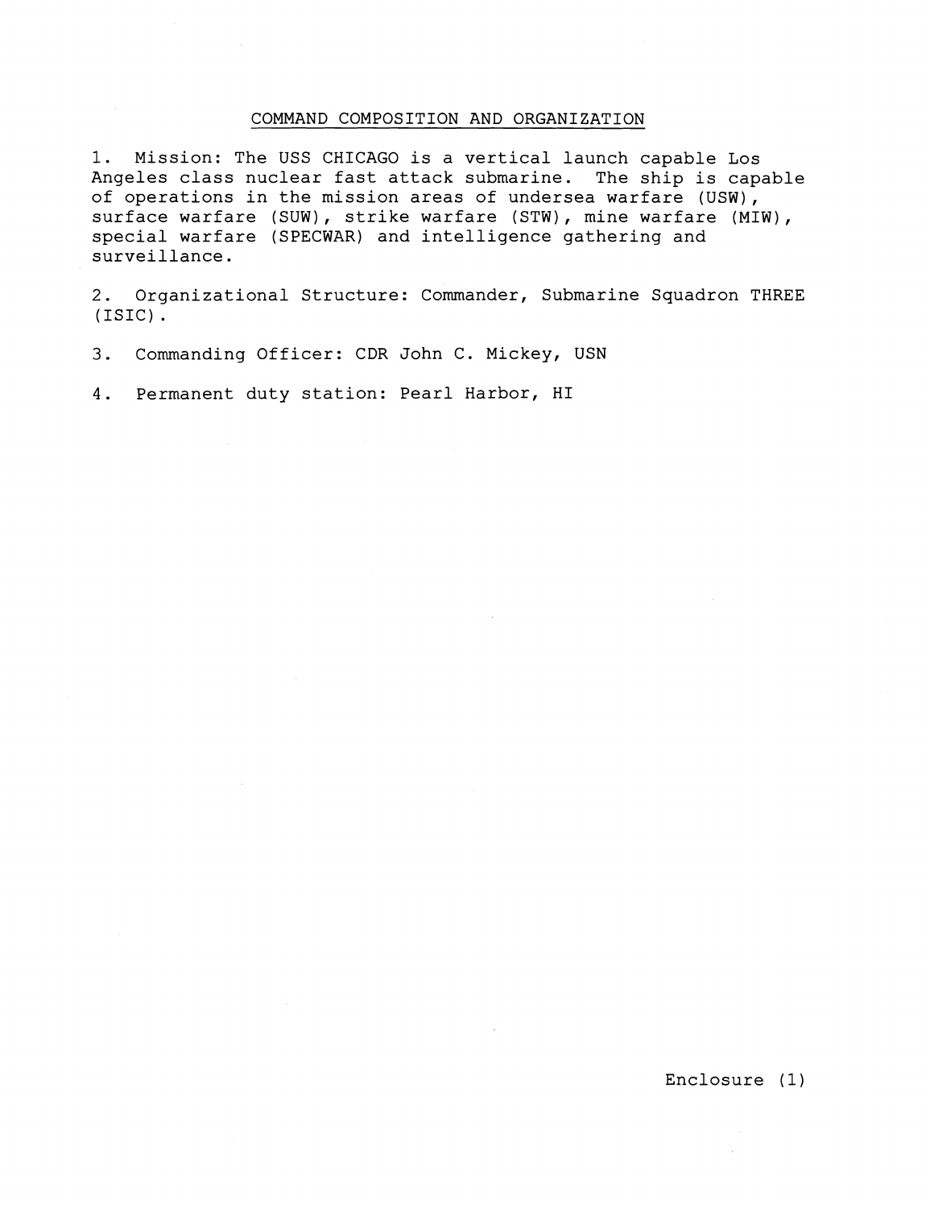## COMMAND COMPOSITION AND ORGANIZATION

1. Mission: The USS CHICAGO is a vertical launch capable Los Angeles class nuclear fast attack submarine. The ship is capable of operations in the mission areas of undersea warfare (USW), surface warfare (SUW), strike warfare (STW), mine warfare (MIW), special warfare (SPECWAR) and intelligence gathering and surveillance.

2. Organizational Structure: Commander, Submarine Squadron THREE (ISIC).

3. Commanding Officer: CDR John C. Mickey, USN

4. Permanent duty station: Pearl Harbor, HI

Enclosure (1)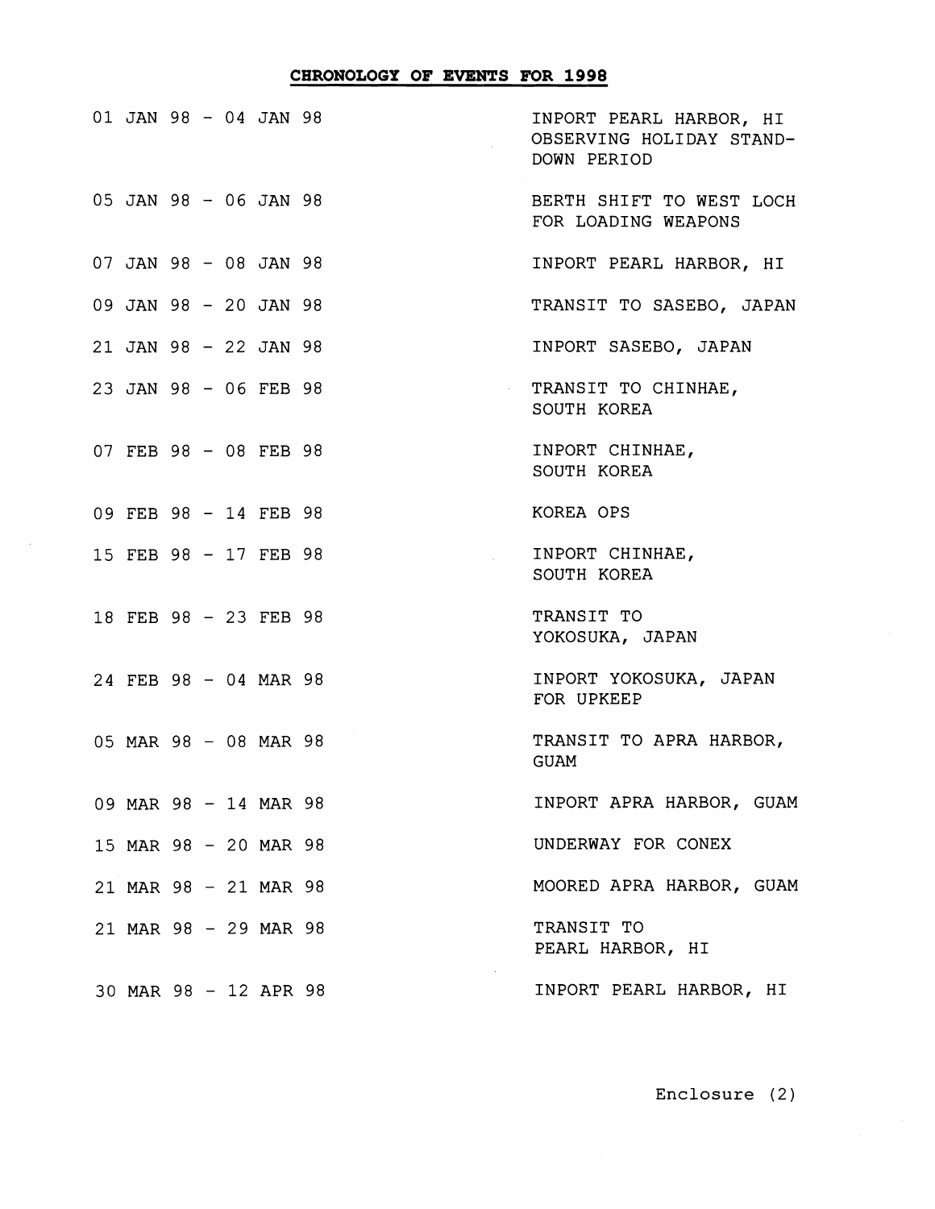**CHRONOLOGY OF EVENTS FOR 1998**

| | |
|---|---|
| 01 JAN 98 - 04 JAN 98 | INPORT PEARL HARBOR, HI OBSERVING HOLIDAY STAND-DOWN PERIOD |
| 05 JAN 98 - 06 JAN 98 | BERTH SHIFT TO WEST LOCH FOR LOADING WEAPONS |
| 07 JAN 98 - 08 JAN 98 | INPORT PEARL HARBOR, HI |
| 09 JAN 98 - 20 JAN 98 | TRANSIT TO SASEBO, JAPAN |
| 21 JAN 98 - 22 JAN 98 | INPORT SASEBO, JAPAN |
| 23 JAN 98 - 06 FEB 98 | TRANSIT TO CHINHAE, SOUTH KOREA |
| 07 FEB 98 - 08 FEB 98 | INPORT CHINHAE, SOUTH KOREA |
| 09 FEB 98 - 14 FEB 98 | KOREA OPS |
| 15 FEB 98 - 17 FEB 98 | INPORT CHINHAE, SOUTH KOREA |
| 18 FEB 98 - 23 FEB 98 | TRANSIT TO YOKOSUKA, JAPAN |
| 24 FEB 98 - 04 MAR 98 | INPORT YOKOSUKA, JAPAN FOR UPKEEP |
| 05 MAR 98 - 08 MAR 98 | TRANSIT TO APRA HARBOR, GUAM |
| 09 MAR 98 - 14 MAR 98 | INPORT APRA HARBOR, GUAM |
| 15 MAR 98 - 20 MAR 98 | UNDERWAY FOR CONEX |
| 21 MAR 98 - 21 MAR 98 | MOORED APRA HARBOR, GUAM |
| 21 MAR 98 - 29 MAR 98 | TRANSIT TO PEARL HARBOR, HI |
| 30 MAR 98 - 12 APR 98 | INPORT PEARL HARBOR, HI |

Enclosure (2)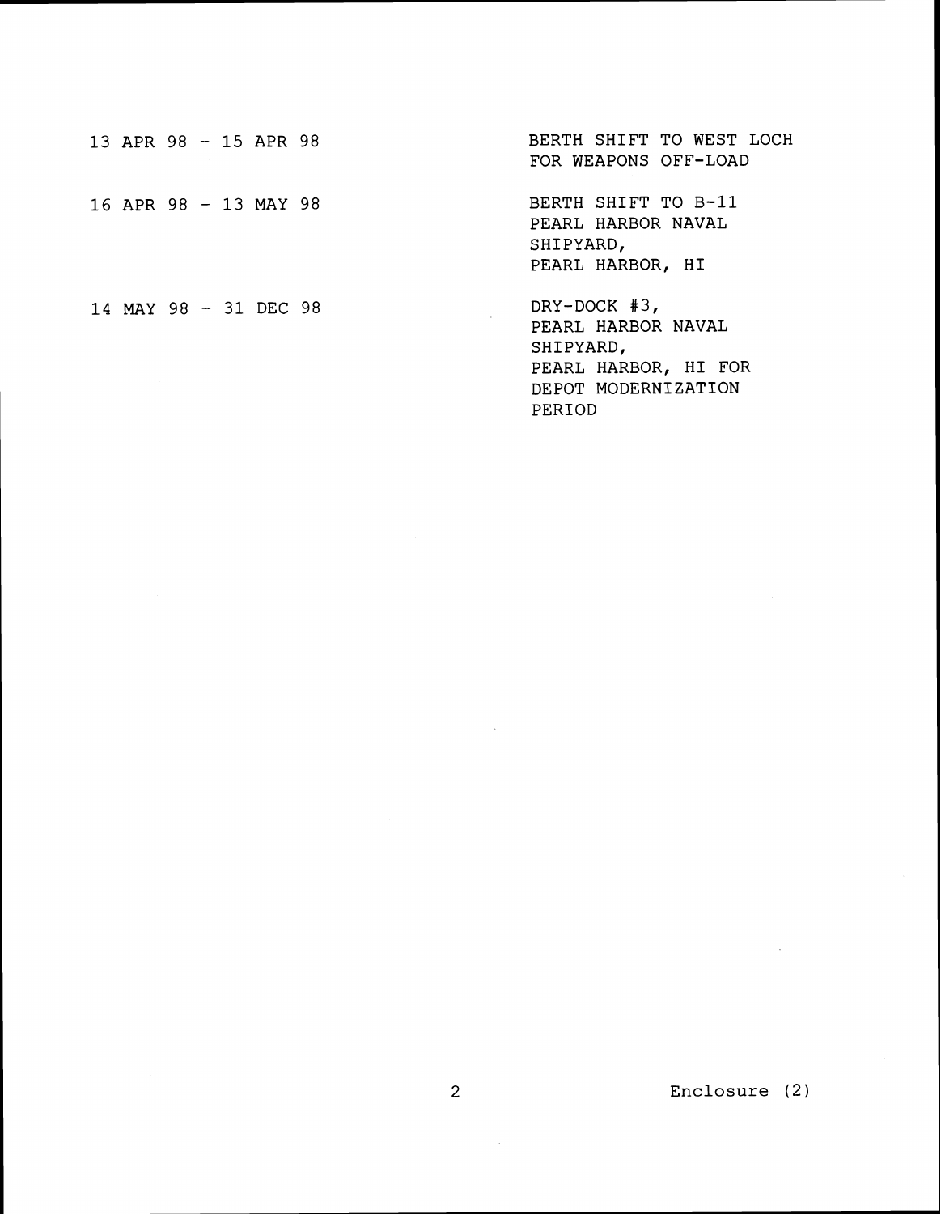| | |
|---|---|
| 13 APR 98 - 15 APR 98 | BERTH SHIFT TO WEST LOCH FOR WEAPONS OFF-LOAD |
| 16 APR 98 - 13 MAY 98 | BERTH SHIFT TO B-11 PEARL HARBOR NAVAL SHIPYARD, PEARL HARBOR, HI |
| 14 MAY 98 - 31 DEC 98 | DRY-DOCK #3, PEARL HARBOR NAVAL SHIPYARD, PEARL HARBOR, HI FOR DEPOT MODERNIZATION PERIOD |

Enclosure (2)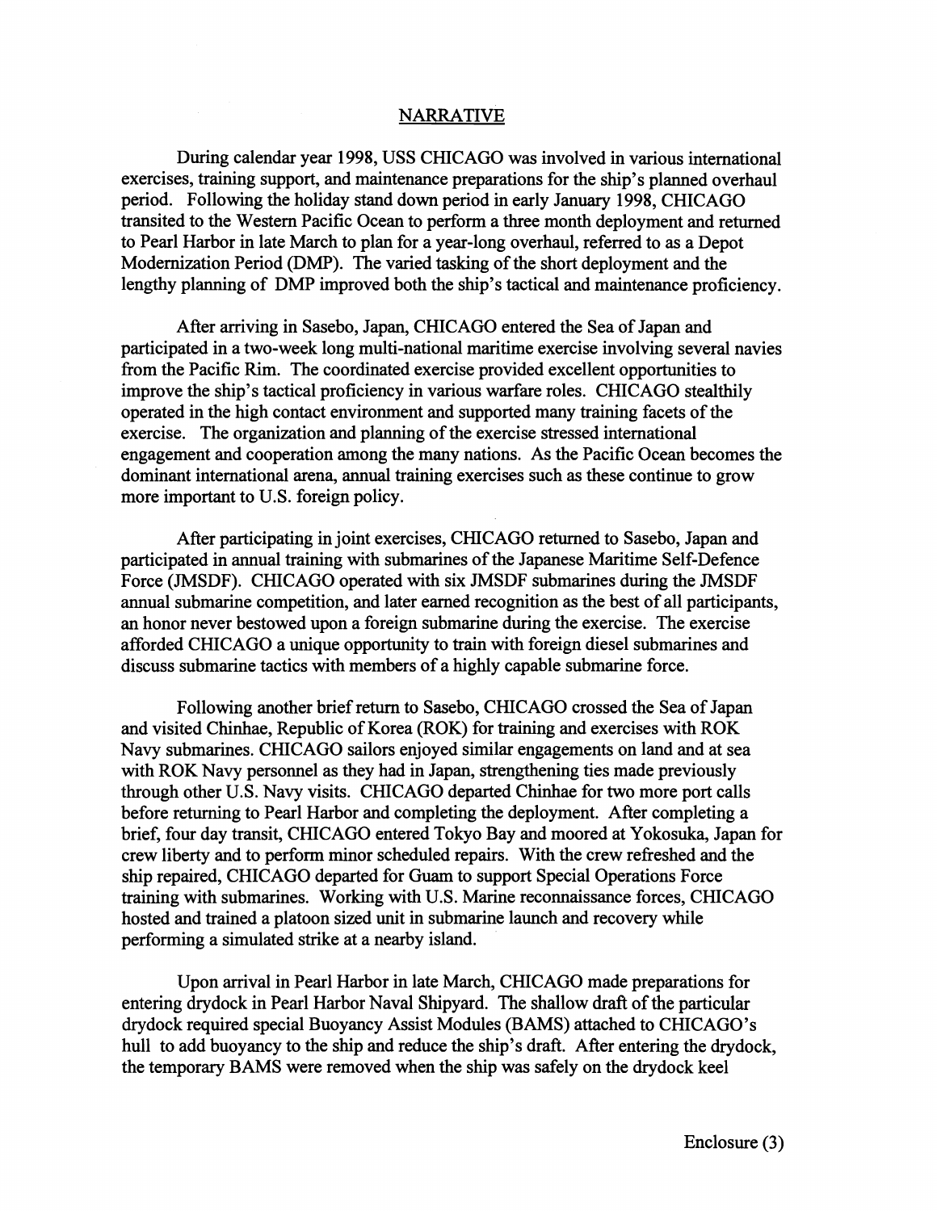## NARRATIVE

During calendar year 1998, USS CHICAGO was involved in various international exercises, training support, and maintenance preparations for the ship's planned overhaul period. Following the holiday stand down period in early January 1998, CHICAGO transited to the Western Pacific Ocean to perform a three month deployment and returned to Pearl Harbor in late March to plan for a year-long overhaul, referred to as a Depot Modernization Period (DMP). The varied tasking of the short deployment and the lengthy planning of DMP improved both the ship's tactical and maintenance proficiency.

After arriving in Sasebo, Japan, CHICAGO entered the Sea of Japan and participated in a two-week long multi-national maritime exercise involving several navies from the Pacific Rim. The coordinated exercise provided excellent opportunities to improve the ship's tactical proficiency in various warfare roles. CHICAGO stealthily operated in the high contact environment and supported many training facets of the exercise. The organization and planning of the exercise stressed international engagement and cooperation among the many nations. As the Pacific Ocean becomes the dominant international arena, annual training exercises such as these continue to grow more important to U.S. foreign policy.

After participating in joint exercises, CHICAGO returned to Sasebo, Japan and participated in annual training with submarines of the Japanese Maritime Self-Defence Force (JMSDF). CHICAGO operated with six JMSDF submarines during the JMSDF annual submarine competition, and later earned recognition as the best of all participants, an honor never bestowed upon a foreign submarine during the exercise. The exercise afforded CHICAGO a unique opportunity to train with foreign diesel submarines and discuss submarine tactics with members of a highly capable submarine force.

Following another brief return to Sasebo, CHICAGO crossed the Sea of Japan and visited Chinhae, Republic of Korea (ROK) for training and exercises with ROK Navy submarines. CHICAGO sailors enjoyed similar engagements on land and at sea with ROK Navy personnel as they had in Japan, strengthening ties made previously through other U.S. Navy visits. CHICAGO departed Chinhae for two more port calls before returning to Pearl Harbor and completing the deployment. After completing a brief, four day transit, CHICAGO entered Tokyo Bay and moored at Yokosuka, Japan for crew liberty and to perform minor scheduled repairs. With the crew refreshed and the ship repaired, CHICAGO departed for Guam to support Special Operations Force training with submarines. Working with U.S. Marine reconnaissance forces, CHICAGO hosted and trained a platoon sized unit in submarine launch and recovery while performing a simulated strike at a nearby island.

Upon arrival in Pearl Harbor in late March, CHICAGO made preparations for entering drydock in Pearl Harbor Naval Shipyard. The shallow draft of the particular drydock required special Buoyancy Assist Modules (BAMS) attached to CHICAGO's hull to add buoyancy to the ship and reduce the ship's draft. After entering the drydock, the temporary BAMS were removed when the ship was safely on the drydock keel

Enclosure (3)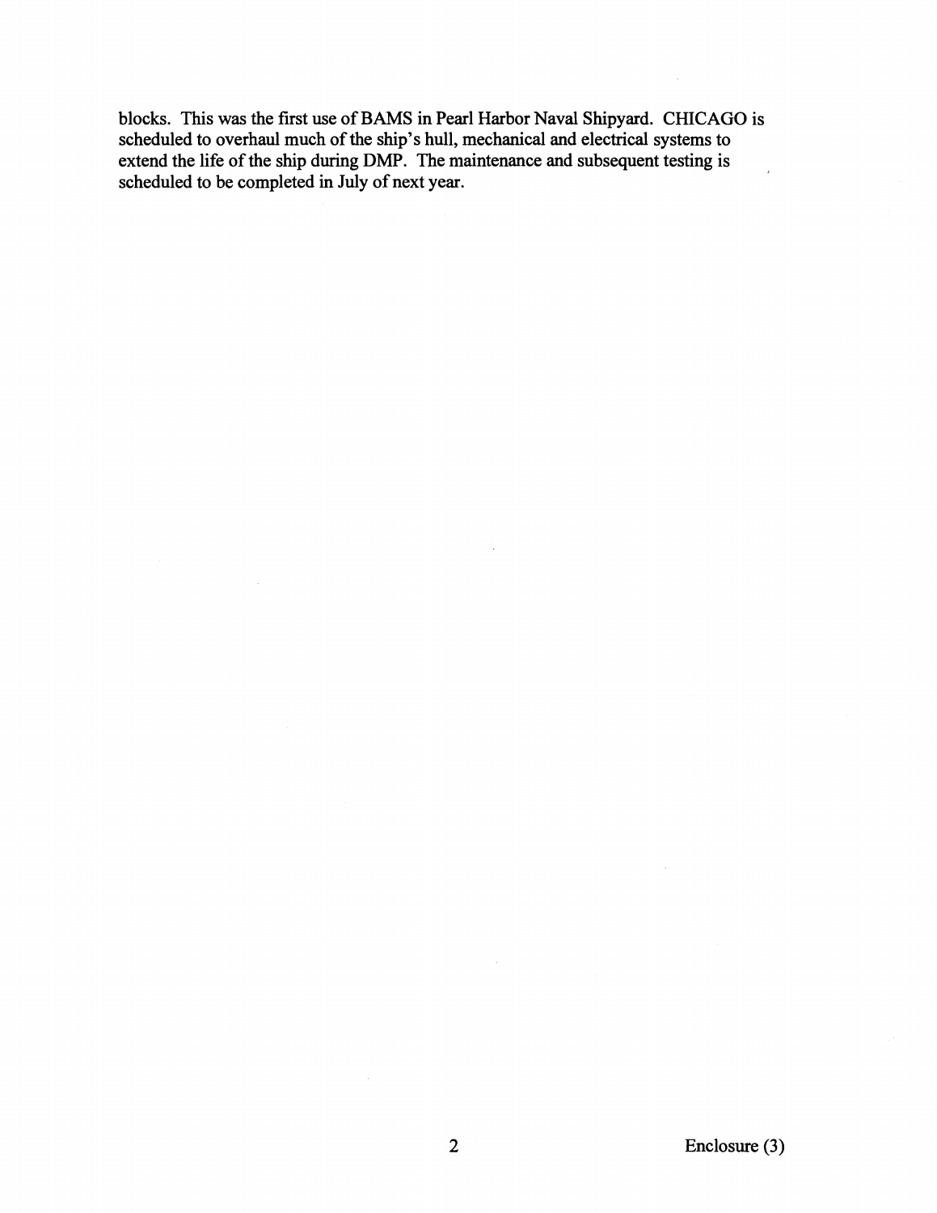blocks. This was the first use of BAMS in Pearl Harbor Naval Shipyard. CHICAGO is scheduled to overhaul much of the ship's hull, mechanical and electrical systems to extend the life of the ship during DMP. The maintenance and subsequent testing is scheduled to be completed in July of next year.